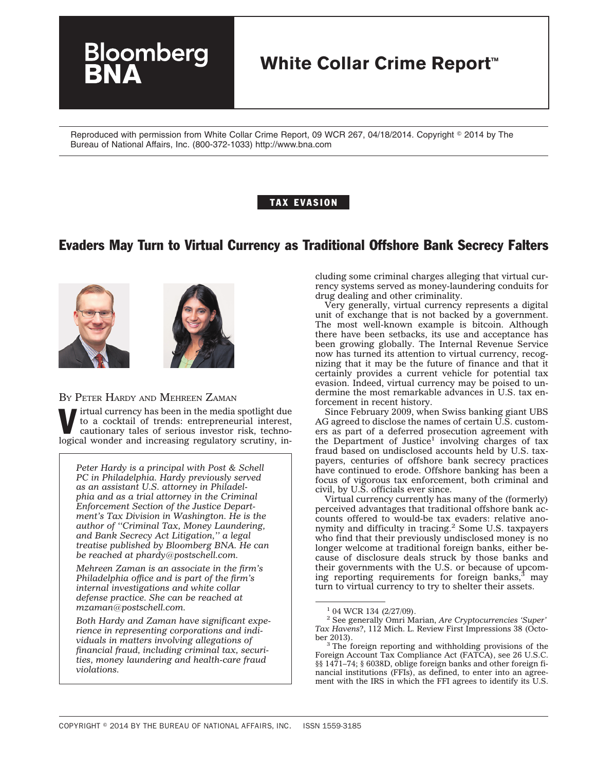Bloomberg BNA

# White Collar Crime Report™

Reproduced with permission from White Collar Crime Report, 09 WCR 267, 04/18/2014. Copyright © 2014 by The Bureau of National Affairs, Inc. (800-372-1033) http://www.bna.com

**TAX EVASION**

## Evaders May Turn to Virtual Currency as Traditional Offshore Bank Secrecy Falters

BY PETER HARDY AND MEHREEN ZAMAN

*Peter Hardy is a principal with Post & Schell PC in Philadelphia. Hardy previously served as an assistant U.S. attorney in Philadelphia and as a trial attorney in the Criminal Enforcement Section of the Justice Department's Tax Division in Washington. He is the author of "Criminal Tax, Money Laundering, and Bank Secrecy Act Litigation," a legal treatise published by Bloomberg BNA. He can be reached at phardy@postschell.com.*

*Mehreen Zaman is an associate in the firm's Philadelphia office and is part of the firm's internal investigations and white collar defense practice. She can be reached at mzaman@postschell.com.*

*Both Hardy and Zaman have significant experience in representing corporations and individuals in matters involving allegations of financial fraud, including criminal tax, securities, money laundering and health-care fraud violations.*

Virtual currency has been in the media spotlight due to a cocktail of trends: entrepreneurial interest, cautionary tales of serious investor risk, technological wonder and increasing regulatory scrutiny, including some criminal charges alleging that virtual currency systems served as money-laundering conduits for drug dealing and other criminality.

Very generally, virtual currency represents a digital unit of exchange that is not backed by a government. The most well-known example is bitcoin. Although there have been setbacks, its use and acceptance has been growing globally. The Internal Revenue Service now has turned its attention to virtual currency, recognizing that it may be the future of finance and that it certainly provides a current vehicle for potential tax evasion. Indeed, virtual currency may be poised to undermine the most remarkable advances in U.S. tax enforcement in recent history.

Since February 2009, when Swiss banking giant UBS AG agreed to disclose the names of certain U.S. customers as part of a deferred prosecution agreement with the Department of Justice[1] involving charges of tax fraud based on undisclosed accounts held by U.S. taxpayers, centuries of offshore bank secrecy practices have continued to erode. Offshore banking has been a focus of vigorous tax enforcement, both criminal and civil, by U.S. officials ever since.

Virtual currency currently has many of the (formerly) perceived advantages that traditional offshore bank accounts offered to would-be tax evaders: relative anonymity and difficulty in tracing.[2] Some U.S. taxpayers who find that their previously undisclosed money is no longer welcome at traditional foreign banks, either because of disclosure deals struck by those banks and their governments with the U.S. or because of upcoming reporting requirements for foreign banks,[3] may turn to virtual currency to try to shelter their assets.

---

[1] 04 WCR 134 (2/27/09).

[2] See generally Omri Marian, *Are Cryptocurrencies 'Super' Tax Havens?*, 112 Mich. L. Review First Impressions 38 (October 2013).

[3] The foreign reporting and withholding provisions of the Foreign Account Tax Compliance Act (FATCA), see 26 U.S.C. §§ 1471–74; § 6038D, oblige foreign banks and other foreign financial institutions (FFIs), as defined, to enter into an agreement with the IRS in which the FFI agrees to identify its U.S.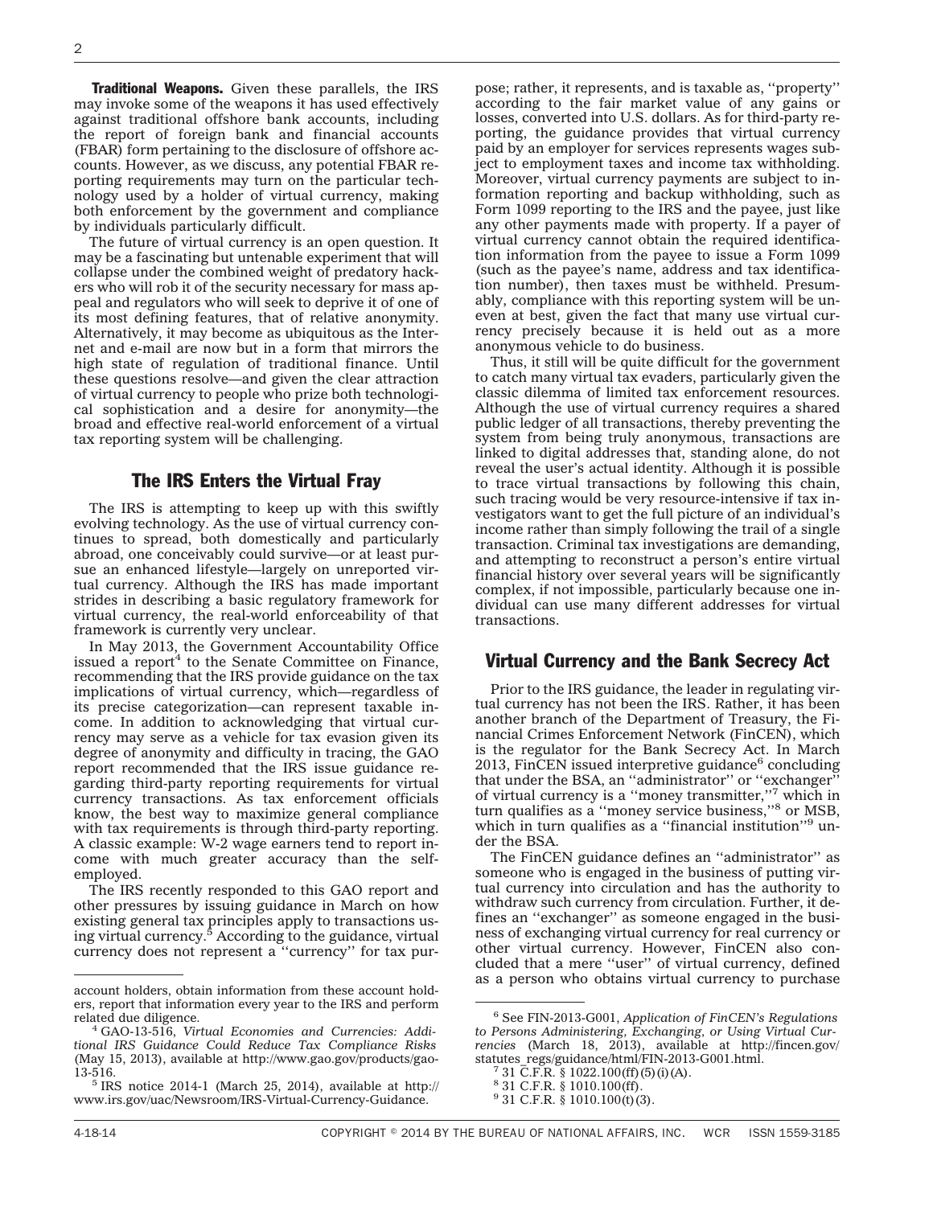**Traditional Weapons.** Given these parallels, the IRS may invoke some of the weapons it has used effectively against traditional offshore bank accounts, including the report of foreign bank and financial accounts (FBAR) form pertaining to the disclosure of offshore accounts. However, as we discuss, any potential FBAR reporting requirements may turn on the particular technology used by a holder of virtual currency, making both enforcement by the government and compliance by individuals particularly difficult.

The future of virtual currency is an open question. It may be a fascinating but untenable experiment that will collapse under the combined weight of predatory hackers who will rob it of the security necessary for mass appeal and regulators who will seek to deprive it of one of its most defining features, that of relative anonymity. Alternatively, it may become as ubiquitous as the Internet and e-mail are now but in a form that mirrors the high state of regulation of traditional finance. Until these questions resolve—and given the clear attraction of virtual currency to people who prize both technological sophistication and a desire for anonymity—the broad and effective real-world enforcement of a virtual tax reporting system will be challenging.

## The IRS Enters the Virtual Fray

The IRS is attempting to keep up with this swiftly evolving technology. As the use of virtual currency continues to spread, both domestically and particularly abroad, one conceivably could survive—or at least pursue an enhanced lifestyle—largely on unreported virtual currency. Although the IRS has made important strides in describing a basic regulatory framework for virtual currency, the real-world enforceability of that framework is currently very unclear.

In May 2013, the Government Accountability Office issued a report[4] to the Senate Committee on Finance, recommending that the IRS provide guidance on the tax implications of virtual currency, which—regardless of its precise categorization—can represent taxable income. In addition to acknowledging that virtual currency may serve as a vehicle for tax evasion given its degree of anonymity and difficulty in tracing, the GAO report recommended that the IRS issue guidance regarding third-party reporting requirements for virtual currency transactions. As tax enforcement officials know, the best way to maximize general compliance with tax requirements is through third-party reporting. A classic example: W-2 wage earners tend to report income with much greater accuracy than the self-employed.

The IRS recently responded to this GAO report and other pressures by issuing guidance in March on how existing general tax principles apply to transactions using virtual currency.[5] According to the guidance, virtual currency does not represent a ''currency'' for tax purpose; rather, it represents, and is taxable as, ''property'' according to the fair market value of any gains or losses, converted into U.S. dollars. As for third-party reporting, the guidance provides that virtual currency paid by an employer for services represents wages subject to employment taxes and income tax withholding. Moreover, virtual currency payments are subject to information reporting and backup withholding, such as Form 1099 reporting to the IRS and the payee, just like any other payments made with property. If a payer of virtual currency cannot obtain the required identification information from the payee to issue a Form 1099 (such as the payee's name, address and tax identification number), then taxes must be withheld. Presumably, compliance with this reporting system will be uneven at best, given the fact that many use virtual currency precisely because it is held out as a more anonymous vehicle to do business.

Thus, it still will be quite difficult for the government to catch many virtual tax evaders, particularly given the classic dilemma of limited tax enforcement resources. Although the use of virtual currency requires a shared public ledger of all transactions, thereby preventing the system from being truly anonymous, transactions are linked to digital addresses that, standing alone, do not reveal the user's actual identity. Although it is possible to trace virtual transactions by following this chain, such tracing would be very resource-intensive if tax investigators want to get the full picture of an individual's income rather than simply following the trail of a single transaction. Criminal tax investigations are demanding, and attempting to reconstruct a person's entire virtual financial history over several years will be significantly complex, if not impossible, particularly because one individual can use many different addresses for virtual transactions.

## Virtual Currency and the Bank Secrecy Act

Prior to the IRS guidance, the leader in regulating virtual currency has not been the IRS. Rather, it has been another branch of the Department of Treasury, the Financial Crimes Enforcement Network (FinCEN), which is the regulator for the Bank Secrecy Act. In March 2013, FinCEN issued interpretive guidance[6] concluding that under the BSA, an ''administrator'' or ''exchanger'' of virtual currency is a ''money transmitter,''[7] which in turn qualifies as a ''money service business,''[8] or MSB, which in turn qualifies as a ''financial institution''[9] under the BSA.

The FinCEN guidance defines an ''administrator'' as someone who is engaged in the business of putting virtual currency into circulation and has the authority to withdraw such currency from circulation. Further, it defines an ''exchanger'' as someone engaged in the business of exchanging virtual currency for real currency or other virtual currency. However, FinCEN also concluded that a mere ''user'' of virtual currency, defined as a person who obtains virtual currency to purchase

---

account holders, obtain information from these account holders, report that information every year to the IRS and perform related due diligence.

[4] GAO-13-516, *Virtual Economies and Currencies: Additional IRS Guidance Could Reduce Tax Compliance Risks* (May 15, 2013), available at http://www.gao.gov/products/gao-13-516.

[5] IRS notice 2014-1 (March 25, 2014), available at http://www.irs.gov/uac/Newsroom/IRS-Virtual-Currency-Guidance.

[6] See FIN-2013-G001, *Application of FinCEN's Regulations to Persons Administering, Exchanging, or Using Virtual Currencies* (March 18, 2013), available at http://fincen.gov/statutes_regs/guidance/html/FIN-2013-G001.html.

[7] 31 C.F.R. § 1022.100(ff)(5)(i)(A).

[8] 31 C.F.R. § 1010.100(ff).

[9] 31 C.F.R. § 1010.100(t)(3).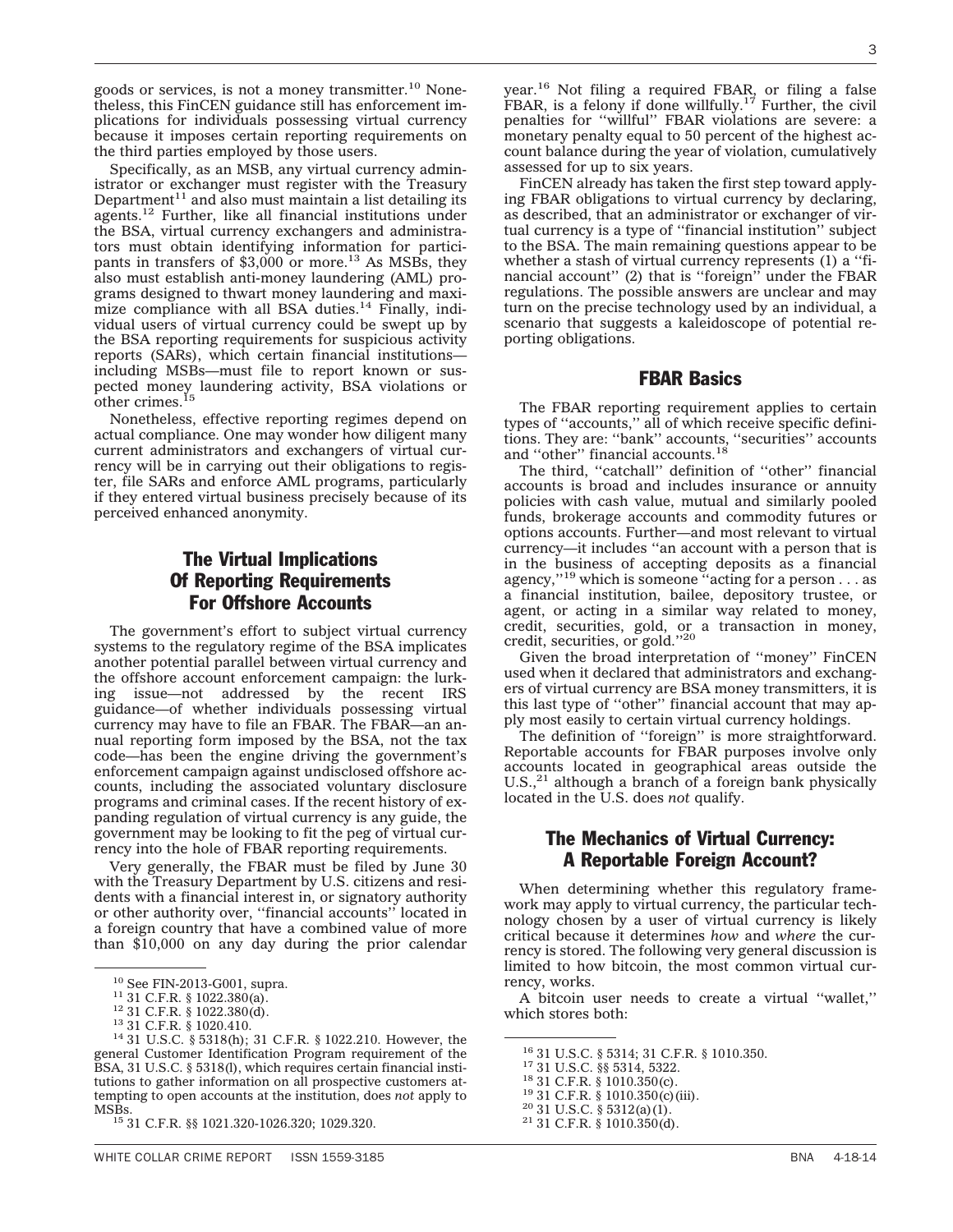goods or services, is not a money transmitter.[10] Nonetheless, this FinCEN guidance still has enforcement implications for individuals possessing virtual currency because it imposes certain reporting requirements on the third parties employed by those users.

Specifically, as an MSB, any virtual currency administrator or exchanger must register with the Treasury Department[11] and also must maintain a list detailing its agents.[12] Further, like all financial institutions under the BSA, virtual currency exchangers and administrators must obtain identifying information for participants in transfers of $3,000 or more.[13] As MSBs, they also must establish anti-money laundering (AML) programs designed to thwart money laundering and maximize compliance with all BSA duties.[14] Finally, individual users of virtual currency could be swept up by the BSA reporting requirements for suspicious activity reports (SARs), which certain financial institutions—including MSBs—must file to report known or suspected money laundering activity, BSA violations or other crimes.[15]

Nonetheless, effective reporting regimes depend on actual compliance. One may wonder how diligent many current administrators and exchangers of virtual currency will be in carrying out their obligations to register, file SARs and enforce AML programs, particularly if they entered virtual business precisely because of its perceived enhanced anonymity.

## The Virtual Implications Of Reporting Requirements For Offshore Accounts

The government's effort to subject virtual currency systems to the regulatory regime of the BSA implicates another potential parallel between virtual currency and the offshore account enforcement campaign: the lurking issue—not addressed by the recent IRS guidance—of whether individuals possessing virtual currency may have to file an FBAR. The FBAR—an annual reporting form imposed by the BSA, not the tax code—has been the engine driving the government's enforcement campaign against undisclosed offshore accounts, including the associated voluntary disclosure programs and criminal cases. If the recent history of expanding regulation of virtual currency is any guide, the government may be looking to fit the peg of virtual currency into the hole of FBAR reporting requirements.

Very generally, the FBAR must be filed by June 30 with the Treasury Department by U.S. citizens and residents with a financial interest in, or signatory authority or other authority over, ''financial accounts'' located in a foreign country that have a combined value of more than $10,000 on any day during the prior calendar year.[16] Not filing a required FBAR, or filing a false FBAR, is a felony if done willfully.[17] Further, the civil penalties for ''willful'' FBAR violations are severe: a monetary penalty equal to 50 percent of the highest account balance during the year of violation, cumulatively assessed for up to six years.

FinCEN already has taken the first step toward applying FBAR obligations to virtual currency by declaring, as described, that an administrator or exchanger of virtual currency is a type of ''financial institution'' subject to the BSA. The main remaining questions appear to be whether a stash of virtual currency represents (1) a ''financial account'' (2) that is ''foreign'' under the FBAR regulations. The possible answers are unclear and may turn on the precise technology used by an individual, a scenario that suggests a kaleidoscope of potential reporting obligations.

## FBAR Basics

The FBAR reporting requirement applies to certain types of ''accounts,'' all of which receive specific definitions. They are: ''bank'' accounts, ''securities'' accounts and ''other'' financial accounts.[18]

The third, ''catchall'' definition of ''other'' financial accounts is broad and includes insurance or annuity policies with cash value, mutual and similarly pooled funds, brokerage accounts and commodity futures or options accounts. Further—and most relevant to virtual currency—it includes ''an account with a person that is in the business of accepting deposits as a financial agency,''[19] which is someone ''acting for a person . . . as a financial institution, bailee, depository trustee, or agent, or acting in a similar way related to money, credit, securities, gold, or a transaction in money, credit, securities, or gold.''[20]

Given the broad interpretation of ''money'' FinCEN used when it declared that administrators and exchangers of virtual currency are BSA money transmitters, it is this last type of ''other'' financial account that may apply most easily to certain virtual currency holdings.

The definition of ''foreign'' is more straightforward. Reportable accounts for FBAR purposes involve only accounts located in geographical areas outside the U.S.,[21] although a branch of a foreign bank physically located in the U.S. does *not* qualify.

## The Mechanics of Virtual Currency: A Reportable Foreign Account?

When determining whether this regulatory framework may apply to virtual currency, the particular technology chosen by a user of virtual currency is likely critical because it determines *how* and *where* the currency is stored. The following very general discussion is limited to how bitcoin, the most common virtual currency, works.

A bitcoin user needs to create a virtual ''wallet,'' which stores both:

---

[10] See FIN-2013-G001, supra.

[11] 31 C.F.R. § 1022.380(a).

[12] 31 C.F.R. § 1022.380(d).

[13] 31 C.F.R. § 1020.410.

[14] 31 U.S.C. § 5318(h); 31 C.F.R. § 1022.210. However, the general Customer Identification Program requirement of the BSA, 31 U.S.C. § 5318(l), which requires certain financial institutions to gather information on all prospective customers attempting to open accounts at the institution, does *not* apply to MSBs.

[15] 31 C.F.R. §§ 1021.320-1026.320; 1029.320.

[16] 31 U.S.C. § 5314; 31 C.F.R. § 1010.350.

[17] 31 U.S.C. §§ 5314, 5322.

[18] 31 C.F.R. § 1010.350(c).

[19] 31 C.F.R. § 1010.350(c)(iii).

[20] 31 U.S.C. § 5312(a)(1).

[21] 31 C.F.R. § 1010.350(d).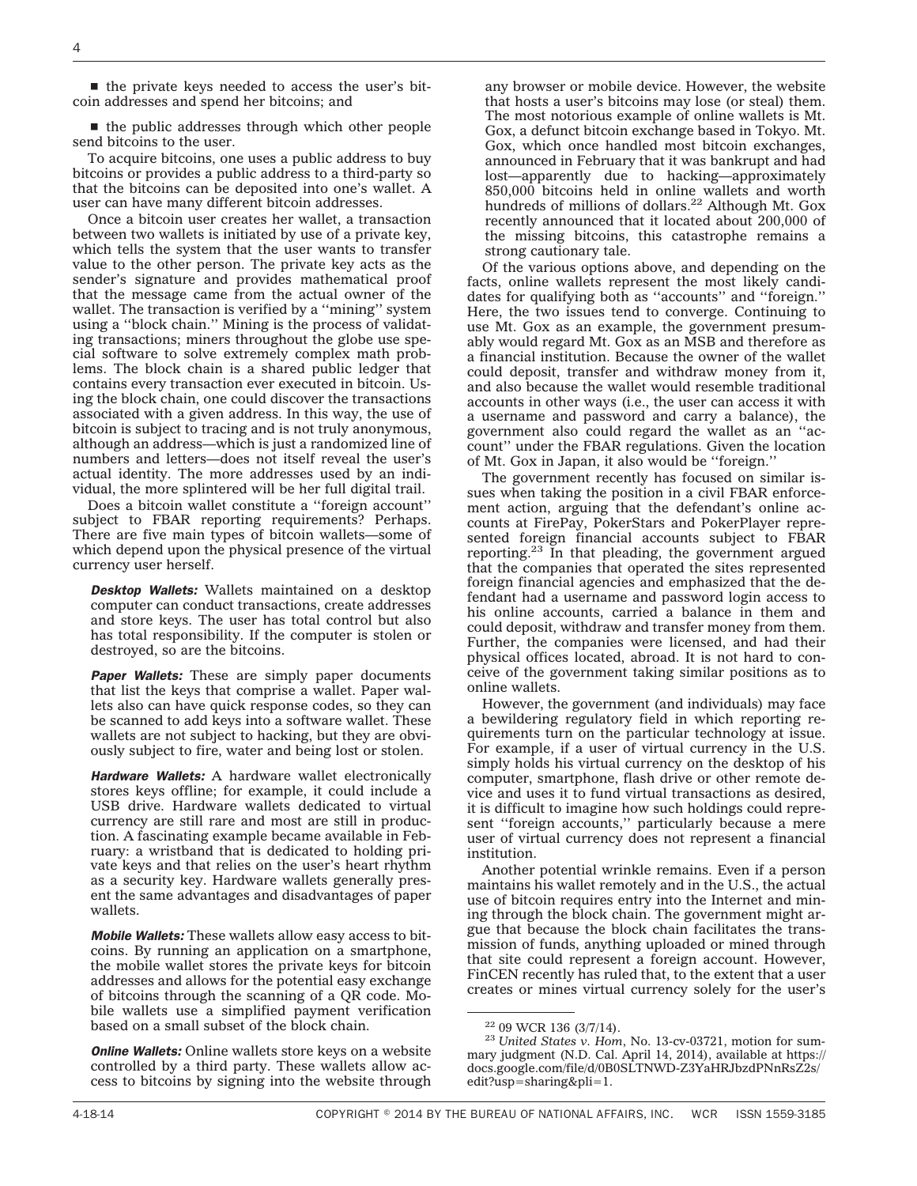- the private keys needed to access the user's bitcoin addresses and spend her bitcoins; and

- the public addresses through which other people send bitcoins to the user.

To acquire bitcoins, one uses a public address to buy bitcoins or provides a public address to a third-party so that the bitcoins can be deposited into one's wallet. A user can have many different bitcoin addresses.

Once a bitcoin user creates her wallet, a transaction between two wallets is initiated by use of a private key, which tells the system that the user wants to transfer value to the other person. The private key acts as the sender's signature and provides mathematical proof that the message came from the actual owner of the wallet. The transaction is verified by a ''mining'' system using a ''block chain.'' Mining is the process of validating transactions; miners throughout the globe use special software to solve extremely complex math problems. The block chain is a shared public ledger that contains every transaction ever executed in bitcoin. Using the block chain, one could discover the transactions associated with a given address. In this way, the use of bitcoin is subject to tracing and is not truly anonymous, although an address—which is just a randomized line of numbers and letters—does not itself reveal the user's actual identity. The more addresses used by an individual, the more splintered will be her full digital trail.

Does a bitcoin wallet constitute a ''foreign account'' subject to FBAR reporting requirements? Perhaps. There are five main types of bitcoin wallets—some of which depend upon the physical presence of the virtual currency user herself.

> ***Desktop Wallets:*** Wallets maintained on a desktop computer can conduct transactions, create addresses and store keys. The user has total control but also has total responsibility. If the computer is stolen or destroyed, so are the bitcoins.
>
> ***Paper Wallets:*** These are simply paper documents that list the keys that comprise a wallet. Paper wallets also can have quick response codes, so they can be scanned to add keys into a software wallet. These wallets are not subject to hacking, but they are obviously subject to fire, water and being lost or stolen.
>
> ***Hardware Wallets:*** A hardware wallet electronically stores keys offline; for example, it could include a USB drive. Hardware wallets dedicated to virtual currency are still rare and most are still in production. A fascinating example became available in February: a wristband that is dedicated to holding private keys and that relies on the user's heart rhythm as a security key. Hardware wallets generally present the same advantages and disadvantages of paper wallets.
>
> ***Mobile Wallets:*** These wallets allow easy access to bitcoins. By running an application on a smartphone, the mobile wallet stores the private keys for bitcoin addresses and allows for the potential easy exchange of bitcoins through the scanning of a QR code. Mobile wallets use a simplified payment verification based on a small subset of the block chain.
>
> ***Online Wallets:*** Online wallets store keys on a website controlled by a third party. These wallets allow access to bitcoins by signing into the website through any browser or mobile device. However, the website that hosts a user's bitcoins may lose (or steal) them. The most notorious example of online wallets is Mt. Gox, a defunct bitcoin exchange based in Tokyo. Mt. Gox, which once handled most bitcoin exchanges, announced in February that it was bankrupt and had lost—apparently due to hacking—approximately 850,000 bitcoins held in online wallets and worth hundreds of millions of dollars.[22] Although Mt. Gox recently announced that it located about 200,000 of the missing bitcoins, this catastrophe remains a strong cautionary tale.

Of the various options above, and depending on the facts, online wallets represent the most likely candidates for qualifying both as ''accounts'' and ''foreign.'' Here, the two issues tend to converge. Continuing to use Mt. Gox as an example, the government presumably would regard Mt. Gox as an MSB and therefore as a financial institution. Because the owner of the wallet could deposit, transfer and withdraw money from it, and also because the wallet would resemble traditional accounts in other ways (i.e., the user can access it with a username and password and carry a balance), the government also could regard the wallet as an ''account'' under the FBAR regulations. Given the location of Mt. Gox in Japan, it also would be ''foreign.''

The government recently has focused on similar issues when taking the position in a civil FBAR enforcement action, arguing that the defendant's online accounts at FirePay, PokerStars and PokerPlayer represented foreign financial accounts subject to FBAR reporting.[23] In that pleading, the government argued that the companies that operated the sites represented foreign financial agencies and emphasized that the defendant had a username and password login access to his online accounts, carried a balance in them and could deposit, withdraw and transfer money from them. Further, the companies were licensed, and had their physical offices located, abroad. It is not hard to conceive of the government taking similar positions as to online wallets.

However, the government (and individuals) may face a bewildering regulatory field in which reporting requirements turn on the particular technology at issue. For example, if a user of virtual currency in the U.S. simply holds his virtual currency on the desktop of his computer, smartphone, flash drive or other remote device and uses it to fund virtual transactions as desired, it is difficult to imagine how such holdings could represent ''foreign accounts,'' particularly because a mere user of virtual currency does not represent a financial institution.

Another potential wrinkle remains. Even if a person maintains his wallet remotely and in the U.S., the actual use of bitcoin requires entry into the Internet and mining through the block chain. The government might argue that because the block chain facilitates the transmission of funds, anything uploaded or mined through that site could represent a foreign account. However, FinCEN recently has ruled that, to the extent that a user creates or mines virtual currency solely for the user's

---

[22] 09 WCR 136 (3/7/14).

[23] *United States v. Hom*, No. 13-cv-03721, motion for summary judgment (N.D. Cal. April 14, 2014), available at https://docs.google.com/file/d/0B0SLTNWD-Z3YaHRJbzdPNnRsZ2s/edit?usp=sharing&pli=1.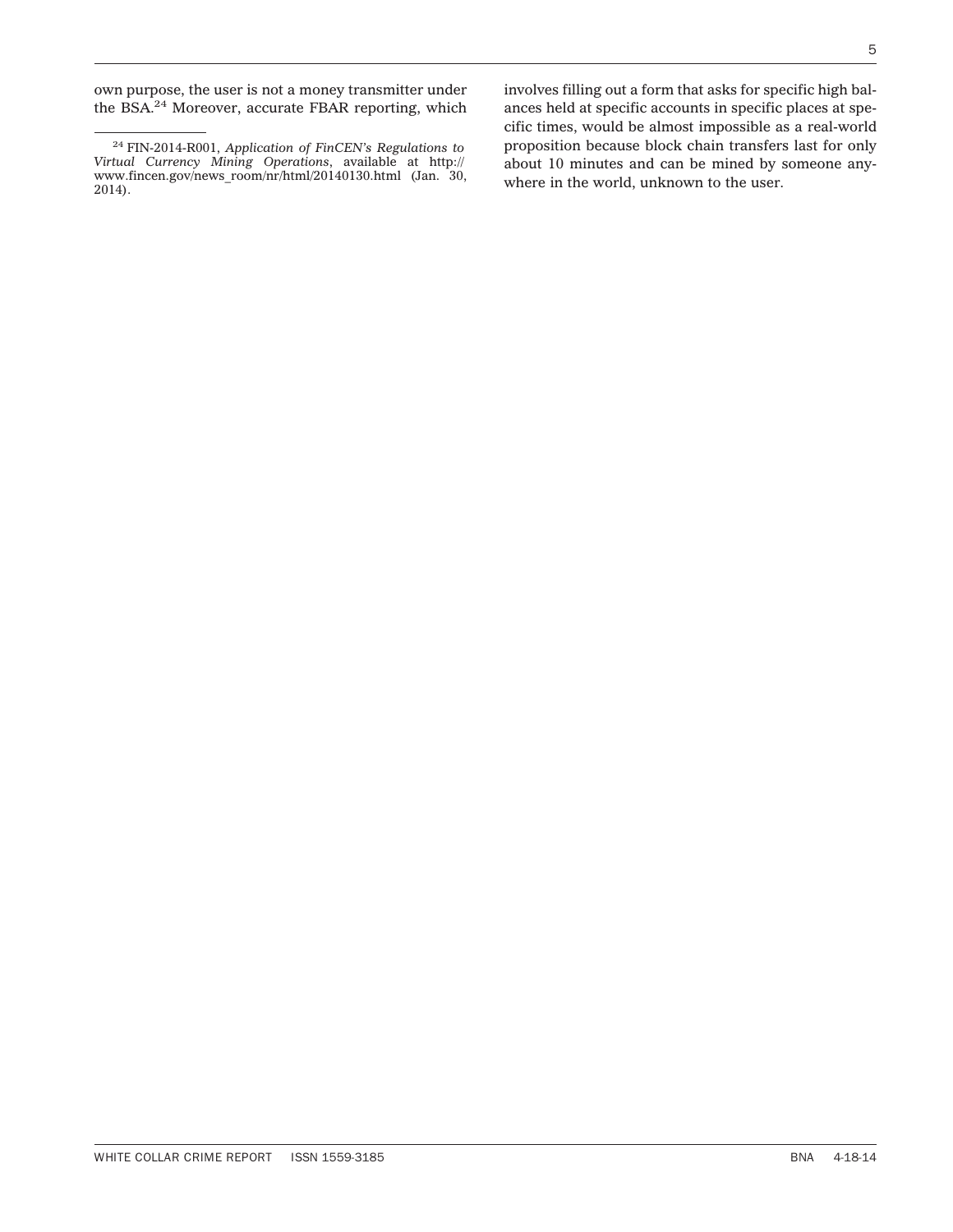own purpose, the user is not a money transmitter under the BSA.[24] Moreover, accurate FBAR reporting, which involves filling out a form that asks for specific high balances held at specific accounts in specific places at specific times, would be almost impossible as a real-world proposition because block chain transfers last for only about 10 minutes and can be mined by someone anywhere in the world, unknown to the user.

[24] FIN-2014-R001, *Application of FinCEN's Regulations to Virtual Currency Mining Operations*, available at http://www.fincen.gov/news_room/nr/html/20140130.html (Jan. 30, 2014).